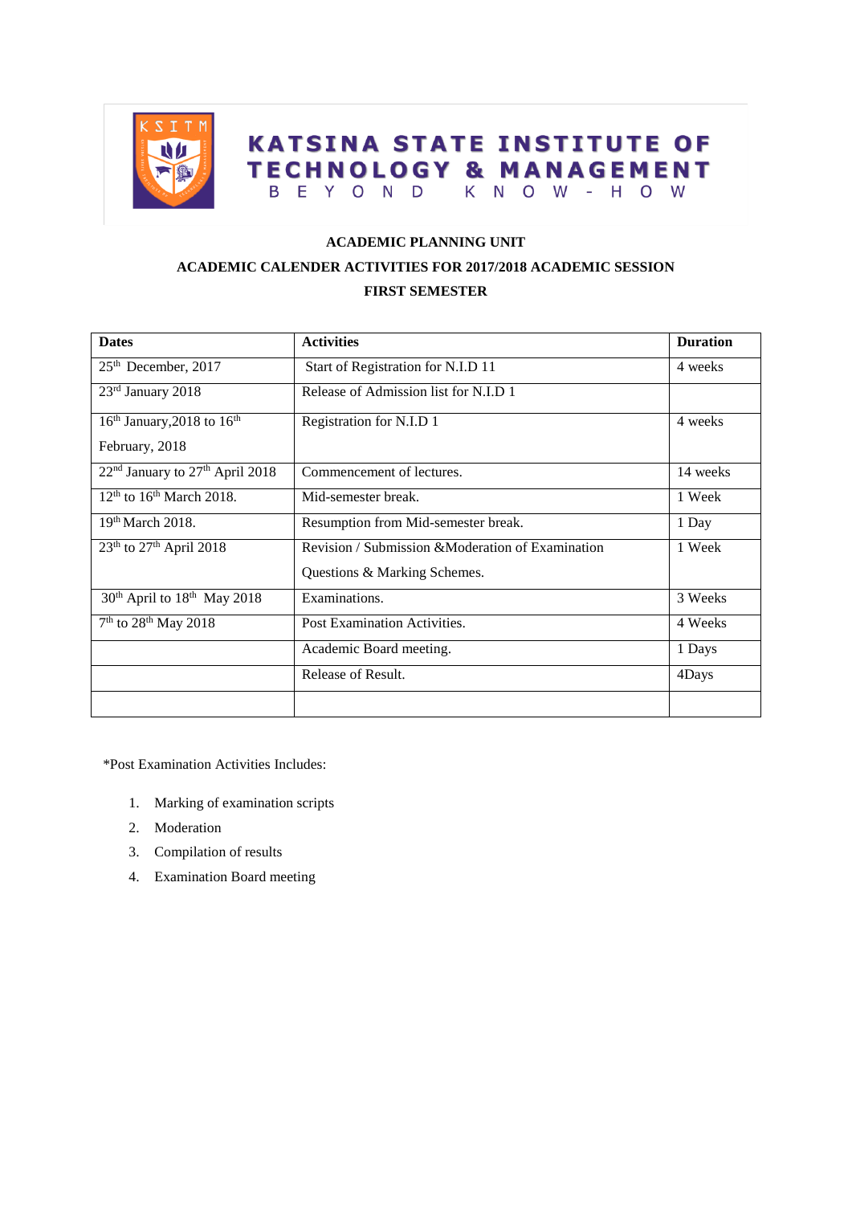# KATSINA STATE INSTITUTE OF TECHNOLOGY & MANAGEMENT

BEYOND KNOW-HOW

**ACADEMIC PLANNING UNIT**

**ACADEMIC CALENDER ACTIVITIES FOR 2017/2018 ACADEMIC SESSION**

**FIRST SEMESTER**

| Dates | Activities | Duration |
|---|---|---|
| 25th December, 2017 | Start of Registration for N.I.D 11 | 4 weeks |
| 23rd January 2018 | Release of Admission list for N.I.D 1 | |
| 16th January,2018 to 16th February, 2018 | Registration for N.I.D 1 | 4 weeks |
| 22nd January to 27th April 2018 | Commencement of lectures. | 14 weeks |
| 12th to 16th March 2018. | Mid-semester break. | 1 Week |
| 19th March 2018. | Resumption from Mid-semester break. | 1 Day |
| 23th to 27th April 2018 | Revision / Submission &Moderation of Examination Questions & Marking Schemes. | 1 Week |
| 30th April to 18th May 2018 | Examinations. | 3 Weeks |
| 7th to 28th May 2018 | Post Examination Activities. | 4 Weeks |
| | Academic Board meeting. | 1 Days |
| | Release of Result. | 4Days |
| | | |

*Post Examination Activities Includes:

1. Marking of examination scripts
2. Moderation
3. Compilation of results
4. Examination Board meeting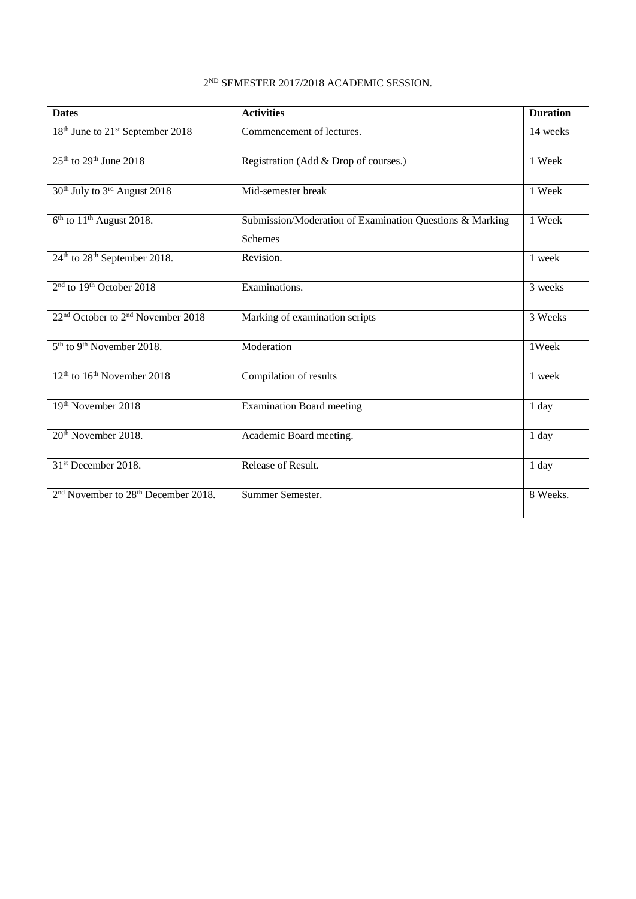2ND SEMESTER 2017/2018 ACADEMIC SESSION.

| **Dates** | **Activities** | **Duration** |
|---|---|---|
| 18th June to 21st September 2018 | Commencement of lectures. | 14 weeks |
| 25th to 29th June 2018 | Registration (Add & Drop of courses.) | 1 Week |
| 30th July to 3rd August 2018 | Mid-semester break | 1 Week |
| 6th to 11th August 2018. | Submission/Moderation of Examination Questions & Marking Schemes | 1 Week |
| 24th to 28th September 2018. | Revision. | 1 week |
| 2nd to 19th October 2018 | Examinations. | 3 weeks |
| 22nd October to 2nd November 2018 | Marking of examination scripts | 3 Weeks |
| 5th to 9th November 2018. | Moderation | 1Week |
| 12th to 16th November 2018 | Compilation of results | 1 week |
| 19th November 2018 | Examination Board meeting | 1 day |
| 20th November 2018. | Academic Board meeting. | 1 day |
| 31st December 2018. | Release of Result. | 1 day |
| 2nd November to 28th December 2018. | Summer Semester. | 8 Weeks. |